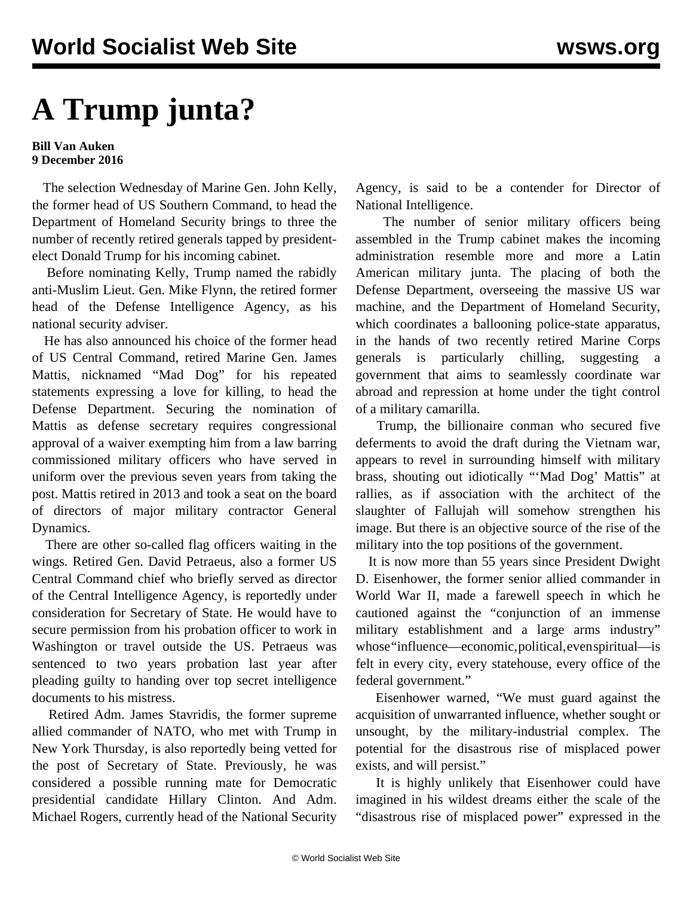# A Trump junta?

**Bill Van Auken**
**9 December 2016**

The selection Wednesday of Marine Gen. John Kelly, the former head of US Southern Command, to head the Department of Homeland Security brings to three the number of recently retired generals tapped by president-elect Donald Trump for his incoming cabinet.

Before nominating Kelly, Trump named the rabidly anti-Muslim Lieut. Gen. Mike Flynn, the retired former head of the Defense Intelligence Agency, as his national security adviser.

He has also announced his choice of the former head of US Central Command, retired Marine Gen. James Mattis, nicknamed "Mad Dog" for his repeated statements expressing a love for killing, to head the Defense Department. Securing the nomination of Mattis as defense secretary requires congressional approval of a waiver exempting him from a law barring commissioned military officers who have served in uniform over the previous seven years from taking the post. Mattis retired in 2013 and took a seat on the board of directors of major military contractor General Dynamics.

There are other so-called flag officers waiting in the wings. Retired Gen. David Petraeus, also a former US Central Command chief who briefly served as director of the Central Intelligence Agency, is reportedly under consideration for Secretary of State. He would have to secure permission from his probation officer to work in Washington or travel outside the US. Petraeus was sentenced to two years probation last year after pleading guilty to handing over top secret intelligence documents to his mistress.

Retired Adm. James Stavridis, the former supreme allied commander of NATO, who met with Trump in New York Thursday, is also reportedly being vetted for the post of Secretary of State. Previously, he was considered a possible running mate for Democratic presidential candidate Hillary Clinton. And Adm. Michael Rogers, currently head of the National Security Agency, is said to be a contender for Director of National Intelligence.

The number of senior military officers being assembled in the Trump cabinet makes the incoming administration resemble more and more a Latin American military junta. The placing of both the Defense Department, overseeing the massive US war machine, and the Department of Homeland Security, which coordinates a ballooning police-state apparatus, in the hands of two recently retired Marine Corps generals is particularly chilling, suggesting a government that aims to seamlessly coordinate war abroad and repression at home under the tight control of a military camarilla.

Trump, the billionaire conman who secured five deferments to avoid the draft during the Vietnam war, appears to revel in surrounding himself with military brass, shouting out idiotically "'Mad Dog' Mattis" at rallies, as if association with the architect of the slaughter of Fallujah will somehow strengthen his image. But there is an objective source of the rise of the military into the top positions of the government.

It is now more than 55 years since President Dwight D. Eisenhower, the former senior allied commander in World War II, made a farewell speech in which he cautioned against the "conjunction of an immense military establishment and a large arms industry" whose "influence—economic, political, even spiritual—is felt in every city, every statehouse, every office of the federal government."

Eisenhower warned, "We must guard against the acquisition of unwarranted influence, whether sought or unsought, by the military-industrial complex. The potential for the disastrous rise of misplaced power exists, and will persist."

It is highly unlikely that Eisenhower could have imagined in his wildest dreams either the scale of the "disastrous rise of misplaced power" expressed in the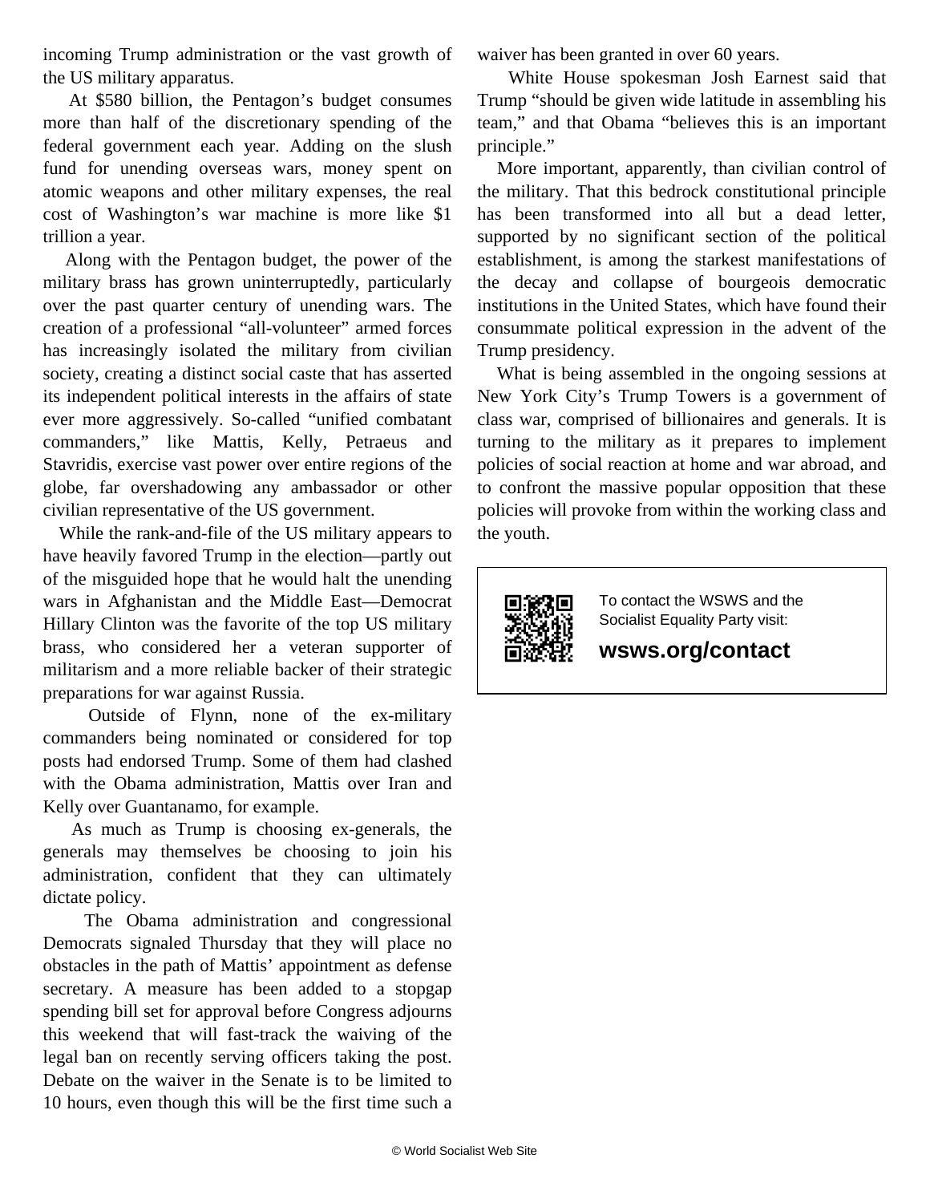incoming Trump administration or the vast growth of the US military apparatus.

At $580 billion, the Pentagon's budget consumes more than half of the discretionary spending of the federal government each year. Adding on the slush fund for unending overseas wars, money spent on atomic weapons and other military expenses, the real cost of Washington's war machine is more like $1 trillion a year.

Along with the Pentagon budget, the power of the military brass has grown uninterruptedly, particularly over the past quarter century of unending wars. The creation of a professional "all-volunteer" armed forces has increasingly isolated the military from civilian society, creating a distinct social caste that has asserted its independent political interests in the affairs of state ever more aggressively. So-called "unified combatant commanders," like Mattis, Kelly, Petraeus and Stavridis, exercise vast power over entire regions of the globe, far overshadowing any ambassador or other civilian representative of the US government.

While the rank-and-file of the US military appears to have heavily favored Trump in the election—partly out of the misguided hope that he would halt the unending wars in Afghanistan and the Middle East—Democrat Hillary Clinton was the favorite of the top US military brass, who considered her a veteran supporter of militarism and a more reliable backer of their strategic preparations for war against Russia.

Outside of Flynn, none of the ex-military commanders being nominated or considered for top posts had endorsed Trump. Some of them had clashed with the Obama administration, Mattis over Iran and Kelly over Guantanamo, for example.

As much as Trump is choosing ex-generals, the generals may themselves be choosing to join his administration, confident that they can ultimately dictate policy.

The Obama administration and congressional Democrats signaled Thursday that they will place no obstacles in the path of Mattis' appointment as defense secretary. A measure has been added to a stopgap spending bill set for approval before Congress adjourns this weekend that will fast-track the waiving of the legal ban on recently serving officers taking the post. Debate on the waiver in the Senate is to be limited to 10 hours, even though this will be the first time such a waiver has been granted in over 60 years.

White House spokesman Josh Earnest said that Trump "should be given wide latitude in assembling his team," and that Obama "believes this is an important principle."

More important, apparently, than civilian control of the military. That this bedrock constitutional principle has been transformed into all but a dead letter, supported by no significant section of the political establishment, is among the starkest manifestations of the decay and collapse of bourgeois democratic institutions in the United States, which have found their consummate political expression in the advent of the Trump presidency.

What is being assembled in the ongoing sessions at New York City's Trump Towers is a government of class war, comprised of billionaires and generals. It is turning to the military as it prepares to implement policies of social reaction at home and war abroad, and to confront the massive popular opposition that these policies will provoke from within the working class and the youth.

To contact the WSWS and the Socialist Equality Party visit:

**wsws.org/contact**